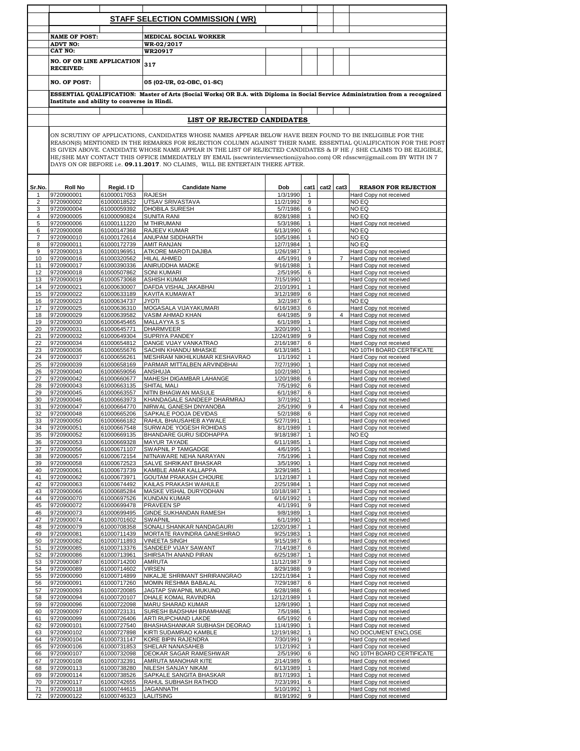## STAFF SELECTION COMMISSION ( WR)

**NAME OF POST:** MEDICAL SOCIAL WORKER

**ADVT NO:** WR-02/2017

**CAT NO:** WR20917

**NO. OF ON LINE APPLICATION RECEIVED:** 317

**NO. OF POST:** 05 (02-UR, 02-OBC, 01-SC)

**ESSENTIAL QUALIFICATION: Master of Arts (Social Works) OR B.A. with Diploma in Social Service Administration from a recognized Institute and ability to converse in Hindi.**

### LIST OF REJECTED CANDIDATES

ON SCRUTINY OF APPLICATIONS, CANDIDATES WHOSE NAMES APPEAR BELOW HAVE BEEN FOUND TO BE INELIGIBLE FOR THE REASON(S) MENTIONED IN THE REMARKS FOR REJECTION COLUMN AGAINST THEIR NAME. ESSENTIAL QUALIFICATION FOR THE POST IS GIVEN ABOVE. CANDIDATE WHOSE NAME APPEAR IN THE LIST OF REJECTED CANDIDATES & IF HE / SHE CLAIMS TO BE ELIGIBLE, HE/SHE MAY CONTACT THIS OFFICE IMMEDIATELY BY EMAIL (sscwrinterviewsection@yahoo.com) OR rdsscwr@gmail.com BY WITH IN 7 DAYS ON OR BEFORE i.e. **09.11.2017**. NO CLAIMS, WILL BE ENTERTAIN THERE AFTER.

| Sr.No. | Roll No | Regid. I D | Candidate Name | Dob | cat1 | cat2 | cat3 | REASON FOR REJECTION |
|---|---|---|---|---|---|---|---|---|
| 1 | 9720900001 | 61000017053 | RAJESH | 1/3/1990 | 1 | | | Hard Copy not received |
| 2 | 9720900002 | 61000018522 | UTSAV SRIVASTAVA | 11/2/1992 | 9 | | | NO EQ |
| 3 | 9720900004 | 61000059392 | DHOBILA SURESH | 5/7/1986 | 6 | | | NO EQ |
| 4 | 9720900005 | 61000090824 | SUNITA RANI | 8/28/1988 | 1 | | | NO EQ |
| 5 | 9720900006 | 61000111220 | M THIRUMANI | 5/3/1986 | 1 | | | Hard Copy not received |
| 6 | 9720900008 | 61000147368 | RAJEEV KUMAR | 6/13/1990 | 6 | | | NO EQ |
| 7 | 9720900010 | 61000172614 | ANUPAM SIDDHARTH | 10/5/1986 | 1 | | | NO EQ |
| 8 | 9720900011 | 61000172739 | AMIT RANJAN | 12/7/1984 | 1 | | | NO EQ |
| 9 | 9720900013 | 61000196951 | ATKORE MAROTI DAJIBA | 1/26/1987 | 1 | | | Hard Copy not received |
| 10 | 9720900016 | 61000320562 | HILAL AHMED | 4/5/1991 | 9 | | 7 | Hard Copy not received |
| 11 | 9720900017 | 61000390336 | ANIRUDDHA MADKE | 9/16/1988 | 1 | | | Hard Copy not received |
| 12 | 9720900018 | 61000507862 | SONI KUMARI | 2/5/1995 | 6 | | | Hard Copy not received |
| 13 | 9720900019 | 61000573068 | ASHISH KUMAR | 7/15/1990 | 1 | | | Hard Copy not received |
| 14 | 9720900021 | 61000630007 | DAFDA VISHAL JAKABHAI | 2/10/1991 | 1 | | | Hard Copy not received |
| 15 | 9720900022 | 61000633189 | KAVITA KUMAWAT | 3/12/1989 | 6 | | | Hard Copy not received |
| 16 | 9720900023 | 61000634737 | JYOTI | 3/2/1987 | 6 | | | NO EQ |
| 17 | 9720900025 | 61000636310 | MOGASALA VIJAYAKUMARI | 6/16/1983 | 6 | | | Hard Copy not received |
| 18 | 9720900029 | 61000639582 | VASIM AHMAD KHAN | 6/4/1985 | 9 | | 4 | Hard Copy not received |
| 19 | 9720900030 | 61000645465 | MALLAYYA S S | 6/1/1989 | 1 | | | Hard Copy not received |
| 20 | 9720900031 | 61000645771 | DHARMVEER | 3/20/1990 | 1 | | | Hard Copy not received |
| 21 | 9720900032 | 61000649304 | SUPRIYA PANDEY | 12/24/1989 | 9 | | | Hard Copy not received |
| 22 | 9720900034 | 61000654812 | DANGE VIJAY VANKATRAO | 2/16/1987 | 6 | | | Hard Copy not received |
| 23 | 9720900036 | 61000655676 | SACHIN KHANDU MHASKE | 6/13/1985 | 1 | | | NO 10TH BOARD CERTIFICATE |
| 24 | 9720900037 | 61000656261 | MESHRAM NIKHILKUMAR KESHAVRAO | 1/1/1992 | 1 | | | Hard Copy not received |
| 25 | 9720900039 | 61000658169 | PARMAR MITTALBEN ARVINDBHAI | 7/27/1990 | 1 | | | Hard Copy not received |
| 26 | 9720900040 | 61000659056 | ANSHUJA | 10/2/1980 | 1 | | | Hard Copy not received |
| 27 | 9720900042 | 61000660677 | MAHESH DIGAMBAR LAHANGE | 1/20/1988 | 6 | | | Hard Copy not received |
| 28 | 9720900043 | 61000663135 | SHITAL MALI | 7/5/1992 | 6 | | | Hard Copy not received |
| 29 | 9720900045 | 61000663557 | NITIN BHAGWAN MASULE | 6/1/1987 | 6 | | | Hard Copy not received |
| 30 | 9720900046 | 61000663973 | KHANDAGALE SANDEEP DHARMRAJ | 3/7/1992 | 1 | | | Hard Copy not received |
| 31 | 9720900047 | 61000664770 | NIRWAL GANESH DNYANOBA | 2/5/1990 | 9 | | 4 | Hard Copy not received |
| 32 | 9720900048 | 61000665206 | SAPKALE POOJA DEVIDAS | 5/2/1988 | 6 | | | Hard Copy not received |
| 33 | 9720900050 | 61000666182 | RAHUL BHAUSAHEB AYWALE | 5/27/1991 | 1 | | | Hard Copy not received |
| 34 | 9720900051 | 61000667548 | SURWADE YOGESH ROHIDAS | 8/1/1989 | 1 | | | Hard Copy not received |
| 35 | 9720900052 | 61000669135 | BHANDARE GURU SIDDHAPPA | 9/18/1987 | 1 | | | NO EQ |
| 36 | 9720900053 | 61000669328 | MAYUR TAYADE | 6/11/1985 | 1 | | | Hard Copy not received |
| 37 | 9720900056 | 61000671107 | SWAPNIL P TAMGADGE | 4/6/1995 | 1 | | | Hard Copy not received |
| 38 | 9720900057 | 61000672154 | NITNAWARE NEHA NARAYAN | 7/5/1996 | 1 | | | Hard Copy not received |
| 39 | 9720900058 | 61000672523 | SALVE SHRIKANT BHASKAR | 3/5/1990 | 1 | | | Hard Copy not received |
| 40 | 9720900061 | 61000673739 | KAMBLE AMAR KALLAPPA | 3/29/1985 | 1 | | | Hard Copy not received |
| 41 | 9720900062 | 61000673971 | GOUTAM PRAKASH CHOURE | 1/12/1987 | 1 | | | Hard Copy not received |
| 42 | 9720900063 | 61000674492 | KAILAS PRAKASH WAHULE | 2/25/1984 | 1 | | | Hard Copy not received |
| 43 | 9720900066 | 61000685284 | MASKE VISHAL DURYODHAN | 10/18/1987 | 1 | | | Hard Copy not received |
| 44 | 9720900070 | 61000697526 | KUNDAN KUMAR | 6/16/1992 | 1 | | | Hard Copy not received |
| 45 | 9720900072 | 61000699478 | PRAVEEN SP | 4/1/1991 | 9 | | | Hard Copy not received |
| 46 | 9720900073 | 61000699495 | GINDE SUKHANDAN RAMESH | 9/8/1989 | 1 | | | Hard Copy not received |
| 47 | 9720900074 | 61000701602 | SWAPNIL | 6/1/1990 | 1 | | | Hard Copy not received |
| 48 | 9720900079 | 61000708358 | SONALI SHANKAR NANDAGAURI | 12/20/1987 | 1 | | | Hard Copy not received |
| 49 | 9720900081 | 61000711439 | MORTATE RAVINDRA GANESHRAO | 9/25/1983 | 1 | | | Hard Copy not received |
| 50 | 9720900082 | 61000711893 | VINEETA SINGH | 9/15/1987 | 6 | | | Hard Copy not received |
| 51 | 9720900085 | 61000713376 | SANDEEP VIJAY SAWANT | 7/14/1987 | 6 | | | Hard Copy not received |
| 52 | 9720900086 | 61000713961 | SHIRSATH ANAND PIRAN | 6/25/1987 | 1 | | | Hard Copy not received |
| 53 | 9720900087 | 61000714200 | AMRUTA | 11/12/1987 | 9 | | | Hard Copy not received |
| 54 | 9720900089 | 61000714602 | VIRSEN | 8/29/1988 | 9 | | | Hard Copy not received |
| 55 | 9720900090 | 61000714899 | NIKALJE SHRIMANT SHRIRANGRAO | 12/21/1984 | 1 | | | Hard Copy not received |
| 56 | 9720900091 | 61000717260 | MOMIN RESHMA BABALAL | 7/29/1987 | 6 | | | Hard Copy not received |
| 57 | 9720900093 | 61000720085 | JAGTAP SWAPNIL MUKUND | 6/28/1988 | 6 | | | Hard Copy not received |
| 58 | 9720900094 | 61000720107 | DHALE KOMAL RAVINDRA | 12/12/1989 | 1 | | | Hard Copy not received |
| 59 | 9720900096 | 61000722098 | MARU SHARAD KUMAR | 12/9/1990 | 1 | | | Hard Copy not received |
| 60 | 9720900097 | 61000723131 | SURESH BADSHAH BRAMHANE | 7/5/1986 | 1 | | | Hard Copy not received |
| 61 | 9720900099 | 61000726406 | ARTI RUPCHAND LAKDE | 6/5/1992 | 6 | | | Hard Copy not received |
| 62 | 9720900101 | 61000727540 | BHASHASHANKAR SUBHASH DEORAO | 11/4/1990 | 1 | | | Hard Copy not received |
| 63 | 9720900102 | 61000727898 | KIRTI SUDAMRAO KAMBLE | 12/19/1982 | 1 | | | NO DOCUMENT ENCLOSE |
| 64 | 9720900104 | 61000731147 | KORE BIPIN RAJENDRA | 7/30/1991 | 9 | | | Hard Copy not received |
| 65 | 9720900106 | 61000731853 | SHELAR NANASAHEB | 1/12/1992 | 1 | | | Hard Copy not received |
| 66 | 9720900107 | 61000732098 | DEOKAR SAGAR RAMESHWAR | 2/5/1990 | 6 | | | NO 10TH BOARD CERTIFICATE |
| 67 | 9720900108 | 61000732391 | AMRUTA MANOHAR KITE | 2/14/1989 | 6 | | | Hard Copy not received |
| 68 | 9720900113 | 61000738280 | NILESH SANJAY NIKAM | 6/13/1989 | 1 | | | Hard Copy not received |
| 69 | 9720900114 | 61000738526 | SAPKALE SANGITA BHASKAR | 8/17/1993 | 1 | | | Hard Copy not received |
| 70 | 9720900117 | 61000742655 | RAHUL SUBHASH RATHOD | 7/23/1991 | 6 | | | Hard Copy not received |
| 71 | 9720900118 | 61000744615 | JAGANNATH | 5/10/1992 | 1 | | | Hard Copy not received |
| 72 | 9720900122 | 61000746323 | LALITSING | 8/19/1992 | 9 | | | Hard Copy not received |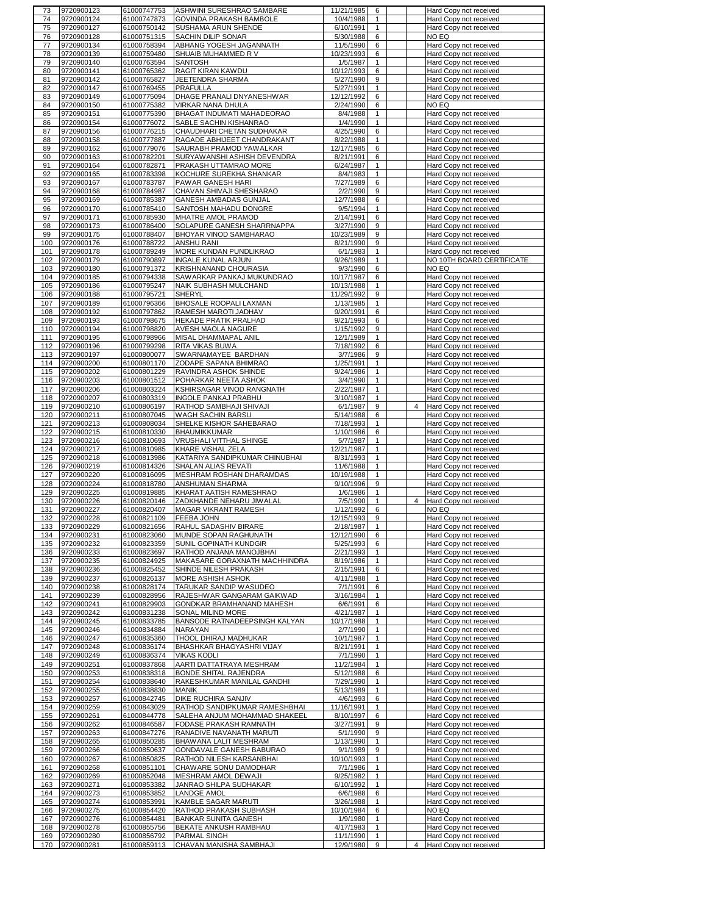| 73 | 9720900123 | 61000747753 | ASHWINI SURESHRAO SAMBARE | 11/21/1985 | 6 | | | Hard Copy not received |
|---|---|---|---|---|---|---|---|---|
| 74 | 9720900124 | 61000747873 | GOVINDA PRAKASH BAMBOLE | 10/4/1988 | 1 | | | Hard Copy not received |
| 75 | 9720900127 | 61000750142 | SUSHAMA ARUN SHENDE | 6/10/1991 | 1 | | | Hard Copy not received |
| 76 | 9720900128 | 61000751315 | SACHIN DILIP SONAR | 5/30/1988 | 6 | | | NO EQ |
| 77 | 9720900134 | 61000758394 | ABHANG YOGESH JAGANNATH | 11/5/1990 | 6 | | | Hard Copy not received |
| 78 | 9720900139 | 61000759480 | SHUAIB MUHAMMED R V | 10/23/1993 | 6 | | | Hard Copy not received |
| 79 | 9720900140 | 61000763594 | SANTOSH | 1/5/1987 | 1 | | | Hard Copy not received |
| 80 | 9720900141 | 61000765362 | RAGIT KIRAN KAWDU | 10/12/1993 | 6 | | | Hard Copy not received |
| 81 | 9720900142 | 61000765827 | JEETENDRA SHARMA | 5/27/1990 | 9 | | | Hard Copy not received |
| 82 | 9720900147 | 61000769455 | PRAFULLA | 5/27/1991 | 1 | | | Hard Copy not received |
| 83 | 9720900149 | 61000775094 | DHAGE PRANALI DNYANESHWAR | 12/12/1992 | 6 | | | Hard Copy not received |
| 84 | 9720900150 | 61000775382 | VIRKAR NANA DHULA | 2/24/1990 | 6 | | | NO EQ |
| 85 | 9720900151 | 61000775390 | BHAGAT INDUMATI MAHADEORAO | 8/4/1988 | 1 | | | Hard Copy not received |
| 86 | 9720900154 | 61000776072 | SABLE SACHIN KISHANRAO | 1/4/1990 | 1 | | | Hard Copy not received |
| 87 | 9720900156 | 61000776215 | CHAUDHARI CHETAN SUDHAKAR | 4/25/1990 | 6 | | | Hard Copy not received |
| 88 | 9720900158 | 61000777887 | RAGADE ABHIJEET CHANDRAKANT | 8/22/1988 | 1 | | | Hard Copy not received |
| 89 | 9720900162 | 61000779076 | SAURABH PRAMOD YAWALKAR | 12/17/1985 | 6 | | | Hard Copy not received |
| 90 | 9720900163 | 61000782201 | SURYAWANSHI ASHISH DEVENDRA | 8/21/1991 | 6 | | | Hard Copy not received |
| 91 | 9720900164 | 61000782871 | PRAKASH UTTAMRAO MORE | 6/24/1987 | 1 | | | Hard Copy not received |
| 92 | 9720900165 | 61000783398 | KOCHURE SUREKHA SHANKAR | 8/4/1983 | 1 | | | Hard Copy not received |
| 93 | 9720900167 | 61000783787 | PAWAR GANESH HARI | 7/27/1989 | 6 | | | Hard Copy not received |
| 94 | 9720900168 | 61000784987 | CHAVAN SHIVAJI SHESHARAO | 2/2/1990 | 9 | | | Hard Copy not received |
| 95 | 9720900169 | 61000785387 | GANESH AMBADAS GUNJAL | 12/7/1988 | 6 | | | Hard Copy not received |
| 96 | 9720900170 | 61000785410 | SANTOSH MAHADU DONGRE | 9/5/1994 | 1 | | | Hard Copy not received |
| 97 | 9720900171 | 61000785930 | MHATRE AMOL PRAMOD | 2/14/1991 | 6 | | | Hard Copy not received |
| 98 | 9720900173 | 61000786400 | SOLAPURE GANESH SHARRNAPPA | 3/27/1990 | 9 | | | Hard Copy not received |
| 99 | 9720900175 | 61000788407 | BHOYAR VINOD SAMBHARAO | 10/23/1989 | 9 | | | Hard Copy not received |
| 100 | 9720900176 | 61000788722 | ANSHU RANI | 8/21/1990 | 9 | | | Hard Copy not received |
| 101 | 9720900178 | 61000789249 | MORE KUNDAN PUNDLIKRAO | 6/1/1983 | 1 | | | Hard Copy not received |
| 102 | 9720900179 | 61000790897 | INGALE KUNAL ARJUN | 9/26/1989 | 1 | | | NO 10TH BOARD CERTIFICATE |
| 103 | 9720900180 | 61000791372 | KRISHNANAND CHOURASIA | 9/3/1990 | 6 | | | NO EQ |
| 104 | 9720900185 | 61000794338 | SAWARKAR PANKAJ MUKUNDRAO | 10/17/1987 | 6 | | | Hard Copy not received |
| 105 | 9720900186 | 61000795247 | NAIK SUBHASH MULCHAND | 10/13/1988 | 1 | | | Hard Copy not received |
| 106 | 9720900188 | 61000795721 | SHERYL | 11/29/1992 | 9 | | | Hard Copy not received |
| 107 | 9720900189 | 61000796366 | BHOSALE ROOPALI LAXMAN | 1/13/1985 | 1 | | | Hard Copy not received |
| 108 | 9720900192 | 61000797862 | RAMESH MAROTI JADHAV | 9/20/1991 | 6 | | | Hard Copy not received |
| 109 | 9720900193 | 61000798675 | HEKADE PRATIK PRALHAD | 9/21/1993 | 6 | | | Hard Copy not received |
| 110 | 9720900194 | 61000798820 | AVESH MAOLA NAGURE | 1/15/1992 | 9 | | | Hard Copy not received |
| 111 | 9720900195 | 61000798966 | MISAL DHAMMAPAL ANIL | 12/1/1989 | 1 | | | Hard Copy not received |
| 112 | 9720900196 | 61000799298 | RITA VIKAS BUWA | 7/18/1992 | 6 | | | Hard Copy not received |
| 113 | 9720900197 | 61000800077 | SWARNAMAYEE BARDHAN | 3/7/1986 | 9 | | | Hard Copy not received |
| 114 | 9720900200 | 61000801170 | ZODAPE SAPANA BHIMRAO | 1/25/1991 | 1 | | | Hard Copy not received |
| 115 | 9720900202 | 61000801229 | RAVINDRA ASHOK SHINDE | 9/24/1986 | 1 | | | Hard Copy not received |
| 116 | 9720900203 | 61000801512 | POHARKAR NEETA ASHOK | 3/4/1990 | 1 | | | Hard Copy not received |
| 117 | 9720900206 | 61000803224 | KSHIRSAGAR VINOD RANGNATH | 2/22/1987 | 1 | | | Hard Copy not received |
| 118 | 9720900207 | 61000803319 | INGOLE PANKAJ PRABHU | 3/10/1987 | 1 | | | Hard Copy not received |
| 119 | 9720900210 | 61000806197 | RATHOD SAMBHAJI SHIVAJI | 6/1/1987 | 9 | | 4 | Hard Copy not received |
| 120 | 9720900211 | 61000807045 | WAGH SACHIN BARSU | 5/14/1988 | 6 | | | Hard Copy not received |
| 121 | 9720900213 | 61000808034 | SHELKE KISHOR SAHEBARAO | 7/18/1993 | 1 | | | Hard Copy not received |
| 122 | 9720900215 | 61000810330 | BHAUMIKKUMAR | 1/10/1986 | 6 | | | Hard Copy not received |
| 123 | 9720900216 | 61000810693 | VRUSHALI VITTHAL SHINGE | 5/7/1987 | 1 | | | Hard Copy not received |
| 124 | 9720900217 | 61000810985 | KHARE VISHAL ZELA | 12/21/1987 | 1 | | | Hard Copy not received |
| 125 | 9720900218 | 61000813986 | KATARIYA SANDIPKUMAR CHINUBHAI | 8/31/1993 | 1 | | | Hard Copy not received |
| 126 | 9720900219 | 61000814326 | SHALAN ALIAS REVATI | 11/6/1988 | 1 | | | Hard Copy not received |
| 127 | 9720900220 | 61000816095 | MESHRAM ROSHAN DHARAMDAS | 10/19/1988 | 1 | | | Hard Copy not received |
| 128 | 9720900224 | 61000818780 | ANSHUMAN SHARMA | 9/10/1996 | 9 | | | Hard Copy not received |
| 129 | 9720900225 | 61000819885 | KHARAT AATISH RAMESHRAO | 1/6/1986 | 1 | | | Hard Copy not received |
| 130 | 9720900226 | 61000820146 | ZADKHANDE NEHARU JIWALAL | 7/5/1990 | 1 | | 4 | Hard Copy not received |
| 131 | 9720900227 | 61000820407 | MAGAR VIKRANT RAMESH | 1/12/1992 | 6 | | | NO EQ |
| 132 | 9720900228 | 61000821109 | FEEBA JOHN | 12/15/1993 | 9 | | | Hard Copy not received |
| 133 | 9720900229 | 61000821656 | RAHUL SADASHIV BIRARE | 2/18/1987 | 1 | | | Hard Copy not received |
| 134 | 9720900231 | 61000823060 | MUNDE SOPAN RAGHUNATH | 12/12/1990 | 6 | | | Hard Copy not received |
| 135 | 9720900232 | 61000823359 | SUNIL GOPINATH KUNDGIR | 5/25/1993 | 6 | | | Hard Copy not received |
| 136 | 9720900233 | 61000823697 | RATHOD ANJANA MANOJBHAI | 2/21/1993 | 1 | | | Hard Copy not received |
| 137 | 9720900235 | 61000824925 | MAKASARE GORAXNATH MACHHINDRA | 8/19/1986 | 1 | | | Hard Copy not received |
| 138 | 9720900236 | 61000825452 | SHINDE NILESH PRAKASH | 2/15/1991 | 6 | | | Hard Copy not received |
| 139 | 9720900237 | 61000826137 | MORE ASHISH ASHOK | 4/11/1988 | 1 | | | Hard Copy not received |
| 140 | 9720900238 | 61000828174 | TARUKAR SANDIP WASUDEO | 7/1/1991 | 6 | | | Hard Copy not received |
| 141 | 9720900239 | 61000828956 | RAJESHWAR GANGARAM GAIKWAD | 3/16/1984 | 1 | | | Hard Copy not received |
| 142 | 9720900241 | 61000829903 | GONDKAR BRAMHANAND MAHESH | 6/6/1991 | 6 | | | Hard Copy not received |
| 143 | 9720900242 | 61000831238 | SONAL MILIND MORE | 4/21/1987 | 1 | | | Hard Copy not received |
| 144 | 9720900245 | 61000833785 | BANSODE RATNADEEPSINGH KALYAN | 10/17/1988 | 1 | | | Hard Copy not received |
| 145 | 9720900246 | 61000834884 | NARAYAN | 2/7/1990 | 1 | | | Hard Copy not received |
| 146 | 9720900247 | 61000835360 | THOOL DHIRAJ MADHUKAR | 10/1/1987 | 1 | | | Hard Copy not received |
| 147 | 9720900248 | 61000836174 | BHASHKAR BHAGYASHRI VIJAY | 8/21/1991 | 1 | | | Hard Copy not received |
| 148 | 9720900249 | 61000836374 | VIKAS KODLI | 7/1/1990 | 1 | | | Hard Copy not received |
| 149 | 9720900251 | 61000837868 | AARTI DATTATRAYA MESHRAM | 11/2/1984 | 1 | | | Hard Copy not received |
| 150 | 9720900253 | 61000838318 | BONDE SHITAL RAJENDRA | 5/12/1988 | 6 | | | Hard Copy not received |
| 151 | 9720900254 | 61000838640 | RAKESHKUMAR MANILAL GANDHI | 7/29/1990 | 1 | | | Hard Copy not received |
| 152 | 9720900255 | 61000838830 | MANIK | 5/13/1989 | 1 | | | Hard Copy not received |
| 153 | 9720900257 | 61000842745 | DIKE RUCHIRA SANJIV | 4/6/1993 | 6 | | | Hard Copy not received |
| 154 | 9720900259 | 61000843029 | RATHOD SANDIPKUMAR RAMESHBHAI | 11/16/1991 | 1 | | | Hard Copy not received |
| 155 | 9720900261 | 61000844778 | SALEHA ANJUM MOHAMMAD SHAKEEL | 8/10/1997 | 6 | | | Hard Copy not received |
| 156 | 9720900262 | 61000846587 | FODASE PRAKASH RAMNATH | 3/27/1991 | 9 | | | Hard Copy not received |
| 157 | 9720900263 | 61000847276 | RANADIVE NAVANATH MARUTI | 5/1/1990 | 9 | | | Hard Copy not received |
| 158 | 9720900265 | 61000850285 | BHAWANA LALIT MESHRAM | 1/13/1990 | 1 | | | Hard Copy not received |
| 159 | 9720900266 | 61000850637 | GONDAVALE GANESH BABURAO | 9/1/1989 | 9 | | | Hard Copy not received |
| 160 | 9720900267 | 61000850825 | RATHOD NILESH KARSANBHAI | 10/10/1993 | 1 | | | Hard Copy not received |
| 161 | 9720900268 | 61000851101 | CHAWARE SONU DAMODHAR | 7/1/1986 | 1 | | | Hard Copy not received |
| 162 | 9720900269 | 61000852048 | MESHRAM AMOL DEWAJI | 9/25/1982 | 1 | | | Hard Copy not received |
| 163 | 9720900271 | 61000853382 | JANRAO SHILPA SUDHAKAR | 6/10/1992 | 1 | | | Hard Copy not received |
| 164 | 9720900273 | 61000853852 | LANDGE AMOL | 6/6/1988 | 6 | | | Hard Copy not received |
| 165 | 9720900274 | 61000853991 | KAMBLE SAGAR MARUTI | 3/26/1988 | 1 | | | Hard Copy not received |
| 166 | 9720900275 | 61000854420 | RATHOD PRAKASH SUBHASH | 10/10/1984 | 6 | | | NO EQ |
| 167 | 9720900276 | 61000854481 | BANKAR SUNITA GANESH | 1/9/1980 | 1 | | | Hard Copy not received |
| 168 | 9720900278 | 61000855756 | BEKATE ANKUSH RAMBHAU | 4/17/1983 | 1 | | | Hard Copy not received |
| 169 | 9720900280 | 61000856792 | PARMAL SINGH | 11/1/1990 | 1 | | | Hard Copy not received |
| 170 | 9720900281 | 61000859113 | CHAVAN MANISHA SAMBHAJI | 12/9/1980 | 9 | | 4 | Hard Copy not received |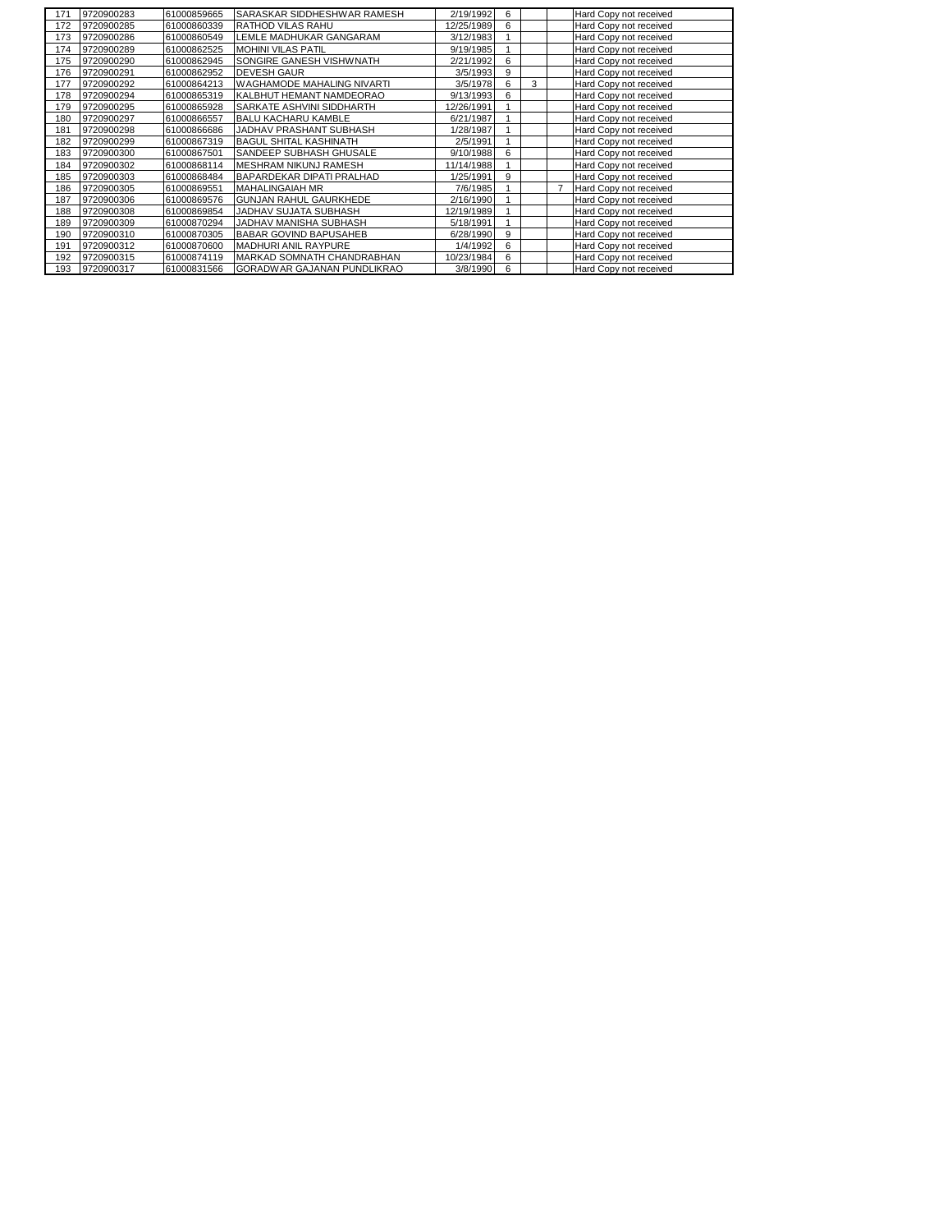| | | | | | | | | |
|---|---|---|---|---|---|---|---|---|
| 171 | 9720900283 | 61000859665 | SARASKAR SIDDHESHWAR RAMESH | 2/19/1992 | 6 | | | Hard Copy not received |
| 172 | 9720900285 | 61000860339 | RATHOD VILAS RAHU | 12/25/1989 | 6 | | | Hard Copy not received |
| 173 | 9720900286 | 61000860549 | LEMLE MADHUKAR GANGARAM | 3/12/1983 | 1 | | | Hard Copy not received |
| 174 | 9720900289 | 61000862525 | MOHINI VILAS PATIL | 9/19/1985 | 1 | | | Hard Copy not received |
| 175 | 9720900290 | 61000862945 | SONGIRE GANESH VISHWNATH | 2/21/1992 | 6 | | | Hard Copy not received |
| 176 | 9720900291 | 61000862952 | DEVESH GAUR | 3/5/1993 | 9 | | | Hard Copy not received |
| 177 | 9720900292 | 61000864213 | WAGHAMODE MAHALING NIVARTI | 3/5/1978 | 6 | 3 | | Hard Copy not received |
| 178 | 9720900294 | 61000865319 | KALBHUT HEMANT NAMDEORAO | 9/13/1993 | 6 | | | Hard Copy not received |
| 179 | 9720900295 | 61000865928 | SARKATE ASHVINI SIDDHARTH | 12/26/1991 | 1 | | | Hard Copy not received |
| 180 | 9720900297 | 61000866557 | BALU KACHARU KAMBLE | 6/21/1987 | 1 | | | Hard Copy not received |
| 181 | 9720900298 | 61000866686 | JADHAV PRASHANT SUBHASH | 1/28/1987 | 1 | | | Hard Copy not received |
| 182 | 9720900299 | 61000867319 | BAGUL SHITAL KASHINATH | 2/5/1991 | 1 | | | Hard Copy not received |
| 183 | 9720900300 | 61000867501 | SANDEEP SUBHASH GHUSALE | 9/10/1988 | 6 | | | Hard Copy not received |
| 184 | 9720900302 | 61000868114 | MESHRAM NIKUNJ RAMESH | 11/14/1988 | 1 | | | Hard Copy not received |
| 185 | 9720900303 | 61000868484 | BAPARDEKAR DIPATI PRALHAD | 1/25/1991 | 9 | | | Hard Copy not received |
| 186 | 9720900305 | 61000869551 | MAHALINGAIAH MR | 7/6/1985 | 1 | | 7 | Hard Copy not received |
| 187 | 9720900306 | 61000869576 | GUNJAN RAHUL GAURKHEDE | 2/16/1990 | 1 | | | Hard Copy not received |
| 188 | 9720900308 | 61000869854 | JADHAV SUJATA SUBHASH | 12/19/1989 | 1 | | | Hard Copy not received |
| 189 | 9720900309 | 61000870294 | JADHAV MANISHA SUBHASH | 5/18/1991 | 1 | | | Hard Copy not received |
| 190 | 9720900310 | 61000870305 | BABAR GOVIND BAPUSAHEB | 6/28/1990 | 9 | | | Hard Copy not received |
| 191 | 9720900312 | 61000870600 | MADHURI ANIL RAYPURE | 1/4/1992 | 6 | | | Hard Copy not received |
| 192 | 9720900315 | 61000874119 | MARKAD SOMNATH CHANDRABHAN | 10/23/1984 | 6 | | | Hard Copy not received |
| 193 | 9720900317 | 61000831566 | GORADWAR GAJANAN PUNDLIKRAO | 3/8/1990 | 6 | | | Hard Copy not received |